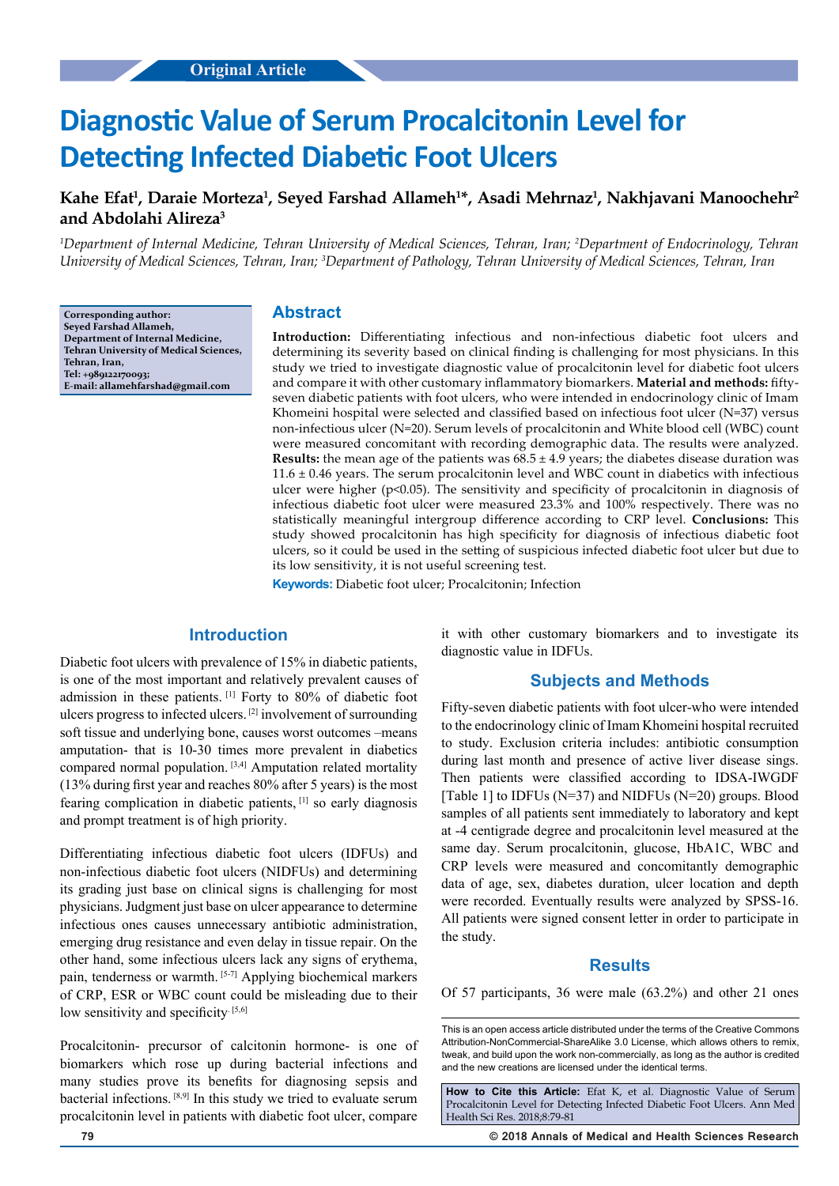Original Article

# Diagnostic Value of Serum Procalcitonin Level for Detecting Infected Diabetic Foot Ulcers

**Kahe Efat[1], Daraie Morteza[1], Seyed Farshad Allameh[1]*, Asadi Mehrnaz[1], Nakhjavani Manoochehr[2] and Abdolahi Alireza[3]**

*[1]Department of Internal Medicine, Tehran University of Medical Sciences, Tehran, Iran; [2]Department of Endocrinology, Tehran University of Medical Sciences, Tehran, Iran; [3]Department of Pathology, Tehran University of Medical Sciences, Tehran, Iran*

**Corresponding author: Seyed Farshad Allameh, Department of Internal Medicine, Tehran University of Medical Sciences, Tehran, Iran, Tel: +989122170093; E-mail: allamehfarshad@gmail.com**

## Abstract

**Introduction:** Differentiating infectious and non-infectious diabetic foot ulcers and determining its severity based on clinical finding is challenging for most physicians. In this study we tried to investigate diagnostic value of procalcitonin level for diabetic foot ulcers and compare it with other customary inflammatory biomarkers. **Material and methods:** fifty-seven diabetic patients with foot ulcers, who were intended in endocrinology clinic of Imam Khomeini hospital were selected and classified based on infectious foot ulcer (N=37) versus non-infectious ulcer (N=20). Serum levels of procalcitonin and White blood cell (WBC) count were measured concomitant with recording demographic data. The results were analyzed. **Results:** the mean age of the patients was 68.5 ± 4.9 years; the diabetes disease duration was 11.6 ± 0.46 years. The serum procalcitonin level and WBC count in diabetics with infectious ulcer were higher ($p<0.05$). The sensitivity and specificity of procalcitonin in diagnosis of infectious diabetic foot ulcer were measured 23.3% and 100% respectively. There was no statistically meaningful intergroup difference according to CRP level. **Conclusions:** This study showed procalcitonin has high specificity for diagnosis of infectious diabetic foot ulcers, so it could be used in the setting of suspicious infected diabetic foot ulcer but due to its low sensitivity, it is not useful screening test.

**Keywords:** Diabetic foot ulcer; Procalcitonin; Infection

## Introduction

Diabetic foot ulcers with prevalence of 15% in diabetic patients, is one of the most important and relatively prevalent causes of admission in these patients. [1] Forty to 80% of diabetic foot ulcers progress to infected ulcers. [2] involvement of surrounding soft tissue and underlying bone, causes worst outcomes –means amputation- that is 10-30 times more prevalent in diabetics compared normal population. [3,4] Amputation related mortality (13% during first year and reaches 80% after 5 years) is the most fearing complication in diabetic patients, [1] so early diagnosis and prompt treatment is of high priority.

Differentiating infectious diabetic foot ulcers (IDFUs) and non-infectious diabetic foot ulcers (NIDFUs) and determining its grading just base on clinical signs is challenging for most physicians. Judgment just base on ulcer appearance to determine infectious ones causes unnecessary antibiotic administration, emerging drug resistance and even delay in tissue repair. On the other hand, some infectious ulcers lack any signs of erythema, pain, tenderness or warmth. [5-7] Applying biochemical markers of CRP, ESR or WBC count could be misleading due to their low sensitivity and specificity. [5,6]

Procalcitonin- precursor of calcitonin hormone- is one of biomarkers which rose up during bacterial infections and many studies prove its benefits for diagnosing sepsis and bacterial infections. [8,9] In this study we tried to evaluate serum procalcitonin level in patients with diabetic foot ulcer, compare it with other customary biomarkers and to investigate its diagnostic value in IDFUs.

## Subjects and Methods

Fifty-seven diabetic patients with foot ulcer-who were intended to the endocrinology clinic of Imam Khomeini hospital recruited to study. Exclusion criteria includes: antibiotic consumption during last month and presence of active liver disease sings. Then patients were classified according to IDSA-IWGDF [Table 1] to IDFUs (N=37) and NIDFUs (N=20) groups. Blood samples of all patients sent immediately to laboratory and kept at -4 centigrade degree and procalcitonin level measured at the same day. Serum procalcitonin, glucose, HbA1C, WBC and CRP levels were measured and concomitantly demographic data of age, sex, diabetes duration, ulcer location and depth were recorded. Eventually results were analyzed by SPSS-16. All patients were signed consent letter in order to participate in the study.

## Results

Of 57 participants, 36 were male (63.2%) and other 21 ones

This is an open access article distributed under the terms of the Creative Commons Attribution-NonCommercial-ShareAlike 3.0 License, which allows others to remix, tweak, and build upon the work non-commercially, as long as the author is credited and the new creations are licensed under the identical terms.

**How to Cite this Article:** Efat K, et al. Diagnostic Value of Serum Procalcitonin Level for Detecting Infected Diabetic Foot Ulcers. Ann Med Health Sci Res. 2018;8:79-81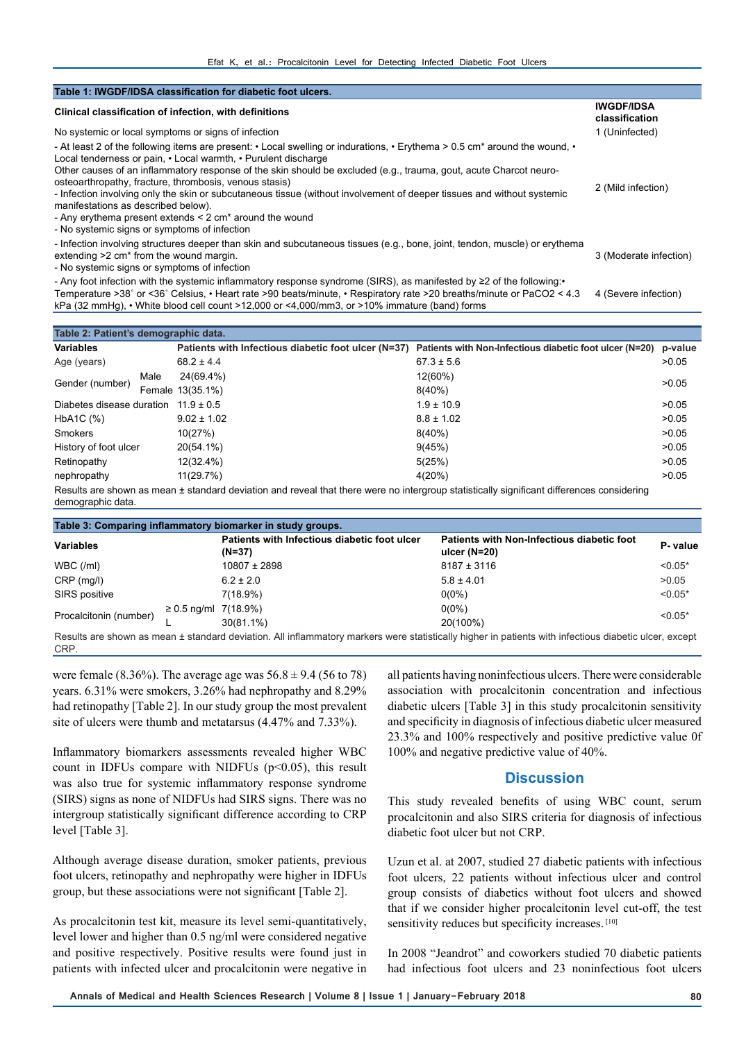**Table 1: IWGDF/IDSA classification for diabetic foot ulcers.**

| Clinical classification of infection, with definitions | IWGDF/IDSA classification |
|---|---|
| No systemic or local symptoms or signs of infection | 1 (Uninfected) |
| - At least 2 of the following items are present: • Local swelling or indurations, • Erythema > 0.5 cm* around the wound, • Local tenderness or pain, • Local warmth, • Purulent discharge<br>Other causes of an inflammatory response of the skin should be excluded (e.g., trauma, gout, acute Charcot neuro-osteoarthropathy, fracture, thrombosis, venous stasis)<br>- Infection involving only the skin or subcutaneous tissue (without involvement of deeper tissues and without systemic manifestations as described below).<br>- Any erythema present extends < 2 cm* around the wound<br>- No systemic signs or symptoms of infection | 2 (Mild infection) |
| - Infection involving structures deeper than skin and subcutaneous tissues (e.g., bone, joint, tendon, muscle) or erythema extending >2 cm* from the wound margin.<br>- No systemic signs or symptoms of infection | 3 (Moderate infection) |
| - Any foot infection with the systemic inflammatory response syndrome (SIRS), as manifested by ≥2 of the following:• Temperature >38° or <36° Celsius, • Heart rate >90 beats/minute, • Respiratory rate >20 breaths/minute or PaCO2 < 4.3 kPa (32 mmHg), • White blood cell count >12,000 or <4,000/mm3, or >10% immature (band) forms | 4 (Severe infection) |

**Table 2: Patient's demographic data.**

| Variables | | Patients with Infectious diabetic foot ulcer (N=37) | Patients with Non-Infectious diabetic foot ulcer (N=20) | p-value |
|---|---|---|---|---|
| Age (years) | | 68.2 ± 4.4 | 67.3 ± 5.6 | >0.05 |
| Gender (number) | Male | 24(69.4%) | 12(60%) | >0.05 |
| | Female | 13(35.1%) | 8(40%) | |
| Diabetes disease duration | | 11.9 ± 0.5 | 1.9 ± 10.9 | >0.05 |
| HbA1C (%) | | 9.02 ± 1.02 | 8.8 ± 1.02 | >0.05 |
| Smokers | | 10(27%) | 8(40%) | >0.05 |
| History of foot ulcer | | 20(54.1%) | 9(45%) | >0.05 |
| Retinopathy | | 12(32.4%) | 5(25%) | >0.05 |
| nephropathy | | 11(29.7%) | 4(20%) | >0.05 |

Results are shown as mean ± standard deviation and reveal that there were no intergroup statistically significant differences considering demographic data.

**Table 3: Comparing inflammatory biomarker in study groups.**

| Variables | | Patients with Infectious diabetic foot ulcer (N=37) | Patients with Non-Infectious diabetic foot ulcer (N=20) | P- value |
|---|---|---|---|---|
| WBC (/ml) | | 10807 ± 2898 | 8187 ± 3116 | <0.05* |
| CRP (mg/l) | | 6.2 ± 2.0 | 5.8 ± 4.01 | >0.05 |
| SIRS positive | | 7(18.9%) | 0(0%) | <0.05* |
| Procalcitonin (number) | ≥ 0.5 ng/ml | 7(18.9%) | 0(0%) | <0.05* |
| | L | 30(81.1%) | 20(100%) | |

Results are shown as mean ± standard deviation. All inflammatory markers were statistically higher in patients with infectious diabetic ulcer, except CRP.

were female (8.36%). The average age was 56.8 ± 9.4 (56 to 78) years. 6.31% were smokers, 3.26% had nephropathy and 8.29% had retinopathy [Table 2]. In our study group the most prevalent site of ulcers were thumb and metatarsus (4.47% and 7.33%).

Inflammatory biomarkers assessments revealed higher WBC count in IDFUs compare with NIDFUs ($p<0.05$), this result was also true for systemic inflammatory response syndrome (SIRS) signs as none of NIDFUs had SIRS signs. There was no intergroup statistically significant difference according to CRP level [Table 3].

Although average disease duration, smoker patients, previous foot ulcers, retinopathy and nephropathy were higher in IDFUs group, but these associations were not significant [Table 2].

As procalcitonin test kit, measure its level semi-quantitatively, level lower and higher than 0.5 ng/ml were considered negative and positive respectively. Positive results were found just in patients with infected ulcer and procalcitonin were negative in all patients having noninfectious ulcers. There were considerable association with procalcitonin concentration and infectious diabetic ulcers [Table 3] in this study procalcitonin sensitivity and specificity in diagnosis of infectious diabetic ulcer measured 23.3% and 100% respectively and positive predictive value 0f 100% and negative predictive value of 40%.

## Discussion

This study revealed benefits of using WBC count, serum procalcitonin and also SIRS criteria for diagnosis of infectious diabetic foot ulcer but not CRP.

Uzun et al. at 2007, studied 27 diabetic patients with infectious foot ulcers, 22 patients without infectious ulcer and control group consists of diabetics without foot ulcers and showed that if we consider higher procalcitonin level cut-off, the test sensitivity reduces but specificity increases.[10]

In 2008 "Jeandrot" and coworkers studied 70 diabetic patients had infectious foot ulcers and 23 noninfectious foot ulcers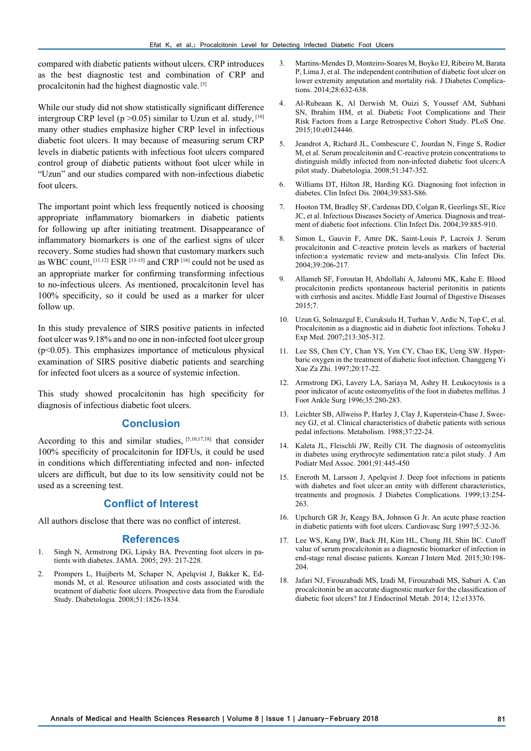compared with diabetic patients without ulcers. CRP introduces as the best diagnostic test and combination of CRP and procalcitonin had the highest diagnostic vale. [5]

While our study did not show statistically significant difference intergroup CRP level ($p > 0.05$) similar to Uzun et al. study, [10] many other studies emphasize higher CRP level in infectious diabetic foot ulcers. It may because of measuring serum CRP levels in diabetic patients with infectious foot ulcers compared control group of diabetic patients without foot ulcer while in "Uzun" and our studies compared with non-infectious diabetic foot ulcers.

The important point which less frequently noticed is choosing appropriate inflammatory biomarkers in diabetic patients for following up after initiating treatment. Disappearance of inflammatory biomarkers is one of the earliest signs of ulcer recovery. Some studies had shown that customary markers such as WBC count, [11,12] ESR [13-15] and CRP [16] could not be used as an appropriate marker for confirming transforming infectious to no-infectious ulcers. As mentioned, procalcitonin level has 100% specificity, so it could be used as a marker for ulcer follow up.

In this study prevalence of SIRS positive patients in infected foot ulcer was 9.18% and no one in non-infected foot ulcer group ($p < 0.05$). This emphasizes importance of meticulous physical examination of SIRS positive diabetic patients and searching for infected foot ulcers as a source of systemic infection.

This study showed procalcitonin has high specificity for diagnosis of infectious diabetic foot ulcers.

## Conclusion

According to this and similar studies, [5,10,17,18] that consider 100% specificity of procalcitonin for IDFUs, it could be used in conditions which differentiating infected and non- infected ulcers are difficult, but due to its low sensitivity could not be used as a screening test.

## Conflict of Interest

All authors disclose that there was no conflict of interest.

## References

1. Singh N, Armstrong DG, Lipsky BA. Preventing foot ulcers in patients with diabetes. JAMA. 2005; 293: 217-228.
2. Prompers L, Huijberts M, Schaper N, Apelqvist J, Bakker K, Edmonds M, et al. Resource utilisation and costs associated with the treatment of diabetic foot ulcers. Prospective data from the Eurodiale Study. Diabetologia. 2008;51:1826-1834.
3. Martins-Mendes D, Monteiro-Soares M, Boyko EJ, Ribeiro M, Barata P, Lima J, et al. The independent contribution of diabetic foot ulcer on lower extremity amputation and mortality risk. J Diabetes Complications. 2014;28:632-638.
4. Al-Rubeaan K, Al Derwish M, Ouizi S, Youssef AM, Subhani SN, Ibrahim HM, et al. Diabetic Foot Complications and Their Risk Factors from a Large Retrospective Cohort Study. PLoS One. 2015;10:e0124446.
5. Jeandrot A, Richard JL, Combescure C, Jourdan N, Finge S, Rodier M, et al. Serum procalcitonin and C-reactive protein concentrations to distinguish mildly infected from non-infected diabetic foot ulcers:A pilot study. Diabetologia. 2008;51:347-352.
6. Williams DT, Hilton JR, Harding KG. Diagnosing foot infection in diabetes. Clin Infect Dis. 2004;39:S83-S86.
7. Hooton TM, Bradley SF, Cardenas DD, Colgan R, Geerlings SE, Rice JC, et al. Infectious Diseases Society of America. Diagnosis and treatment of diabetic foot infections. Clin Infect Dis. 2004;39:885-910.
8. Simon L, Gauvin F, Amre DK, Saint-Louis P, Lacroix J. Serum procalcitonin and C-reactive protein levels as markers of bacterial infection:a systematic review and meta-analysis. Clin Infect Dis. 2004;39:206-217.
9. Allameh SF, Foroutan H, Abdollahi A, Jahromi MK, Kahe E. Blood procalcitonin predicts spontaneous bacterial peritonitis in patients with cirrhosis and ascites. Middle East Journal of Digestive Diseases 2015;7.
10. Uzun G, Solmazgul E, Curuksulu H, Turhan V, Ardic N, Top C, et al. Procalcitonin as a diagnostic aid in diabetic foot infections. Tohoku J Exp Med. 2007;213:305-312.
11. Lee SS, Chen CY, Chan YS, Yen CY, Chao EK, Ueng SW. Hyperbaric oxygen in the treatment of diabetic foot infection. Changgeng Yi Xue Za Zhi. 1997;20:17-22.
12. Armstrong DG, Lavery LA, Sariaya M, Ashry H. Leukocytosis is a poor indicator of acute osteomyelitis of the foot in diabetes mellitus. J Foot Ankle Surg 1996;35:280-283.
13. Leichter SB, Allweiss P, Harley J, Clay J, Kuperstein-Chase J, Sweeney GJ, et al. Clinical characteristics of diabetic patients with serious pedal infections. Metabolism. 1988;37:22-24.
14. Kaleta JL, Fleischli JW, Reilly CH. The diagnosis of osteomyelitis in diabetes using erythrocyte sedimentation rate:a pilot study. J Am Podiatr Med Assoc. 2001;91:445-450
15. Eneroth M, Larsson J, Apelqvist J. Deep foot infections in patients with diabetes and foot ulcer:an entity with different characteristics, treatments and prognosis. J Diabetes Complications. 1999;13:254-263.
16. Upchurch GR Jr, Keagy BA, Johnson G Jr. An acute phase reaction in diabetic patients with foot ulcers. Cardiovasc Surg 1997;5:32-36.
17. Lee WS, Kang DW, Back JH, Kim HL, Chung JH, Shin BC. Cutoff value of serum procalcitonin as a diagnostic biomarker of infection in end-stage renal disease patients. Korean J Intern Med. 2015;30:198-204.
18. Jafari NJ, Firouzabadi MS, Izadi M, Firouzabadi MS, Saburi A. Can procalcitonin be an accurate diagnostic marker for the classification of diabetic foot ulcers? Int J Endocrinol Metab. 2014; 12:e13376.